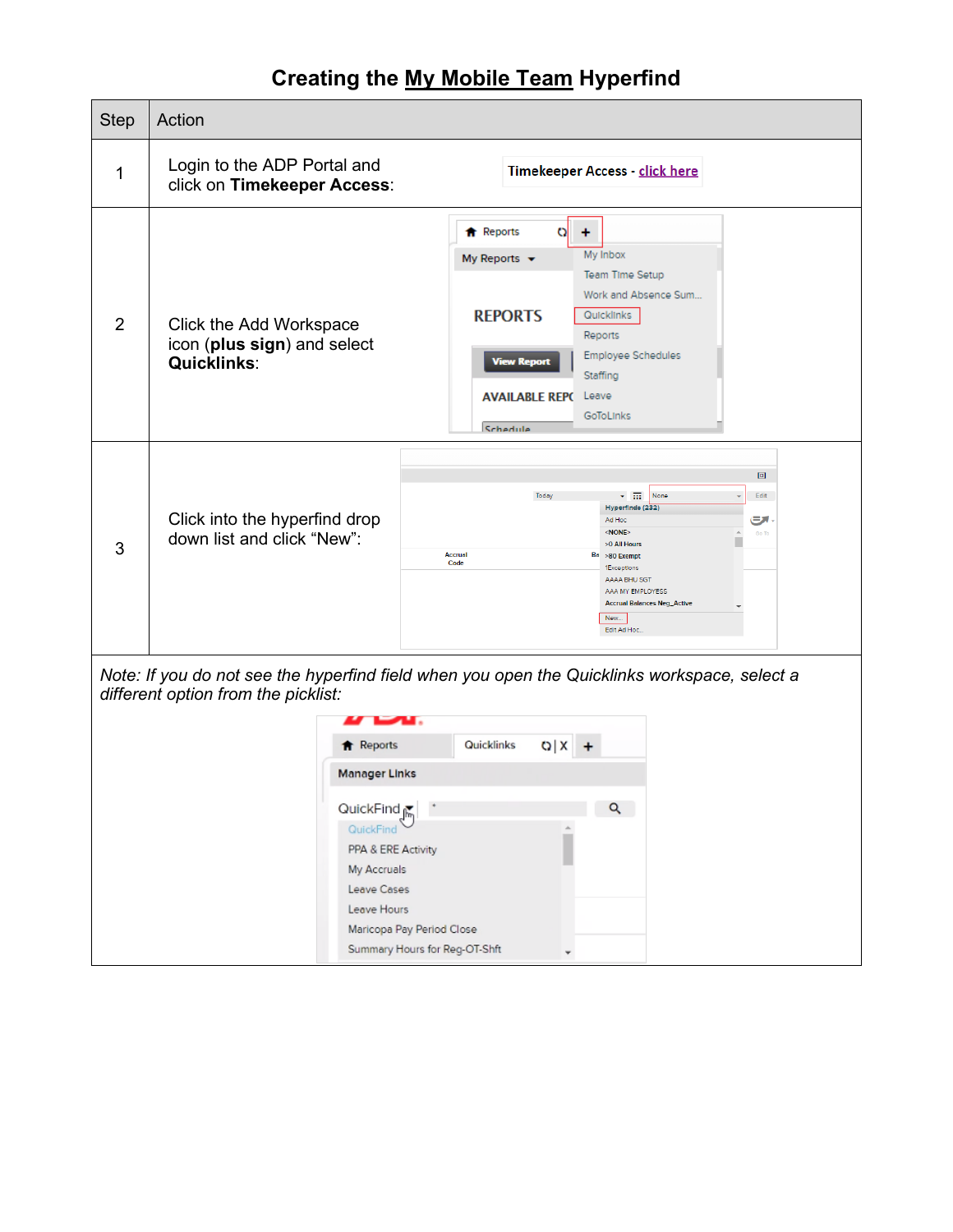# Creating the My Mobile Team Hyperfind

| Step | Action |
| --- | --- |
| 1 | Login to the ADP Portal and click on **Timekeeper Access**: Timekeeper Access - click here |
| 2 | Click the Add Workspace icon (**plus sign**) and select **Quicklinks**: |
| 3 | Click into the hyperfind drop down list and click "New": |

*Note: If you do not see the hyperfind field when you open the Quicklinks workspace, select a different option from the picklist:*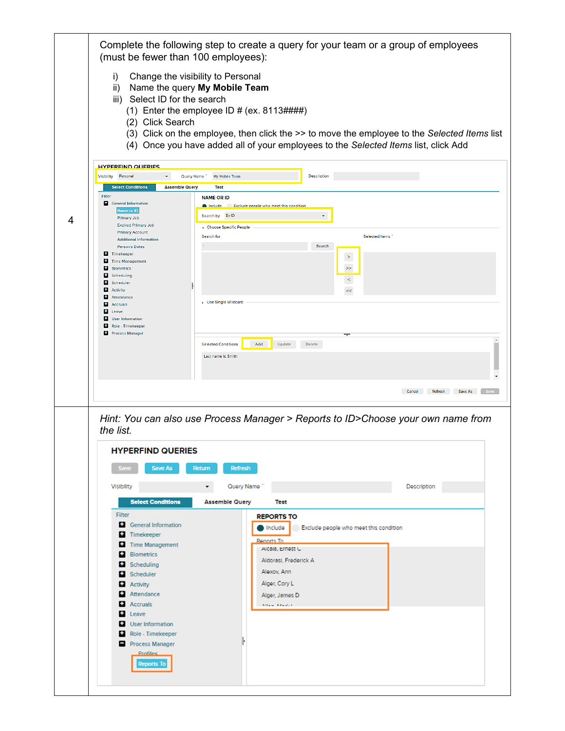| | |
|---|---|
| 4 | Complete the following step to create a query for your team or a group of employees (must be fewer than 100 employees):<br><br>i) Change the visibility to Personal<br>ii) Name the query **My Mobile Team**<br>iii) Select ID for the search<br>(1) Enter the employee ID # (ex. 8113####)<br>(2) Click Search<br>(3) Click on the employee, then click the >> to move the employee to the *Selected Items* list<br>(4) Once you have added all of your employees to the *Selected Items* list, click Add |
| | *Hint: You can also use Process Manager > Reports to ID>Choose your own name from the list.* |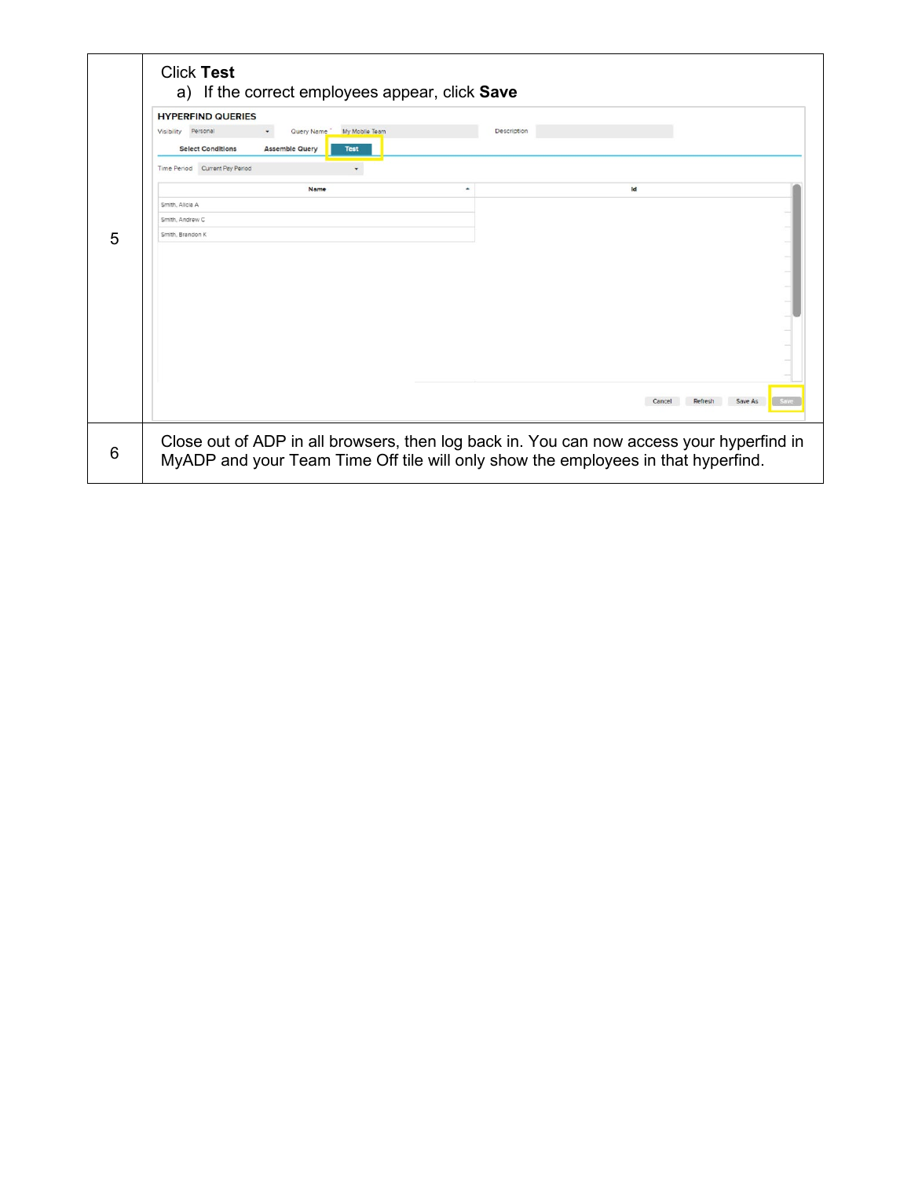| | |
|---|---|
| 5 | Click **Test**<br>a) If the correct employees appear, click **Save** |
| 6 | Close out of ADP in all browsers, then log back in. You can now access your hyperfind in MyADP and your Team Time Off tile will only show the employees in that hyperfind. |